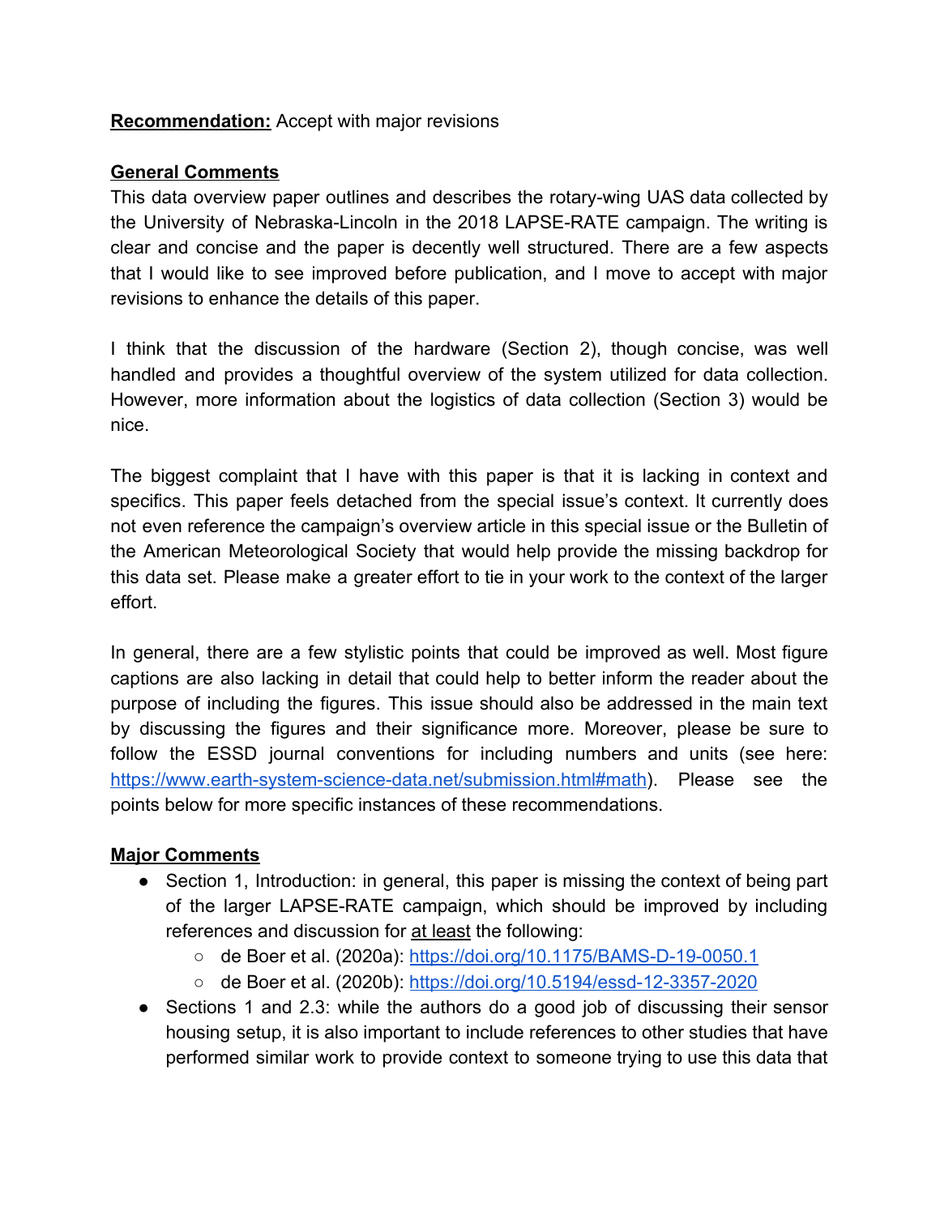**<u>Recommendation:</u>** Accept with major revisions

**<u>General Comments</u>**

This data overview paper outlines and describes the rotary-wing UAS data collected by the University of Nebraska-Lincoln in the 2018 LAPSE-RATE campaign. The writing is clear and concise and the paper is decently well structured. There are a few aspects that I would like to see improved before publication, and I move to accept with major revisions to enhance the details of this paper.

I think that the discussion of the hardware (Section 2), though concise, was well handled and provides a thoughtful overview of the system utilized for data collection. However, more information about the logistics of data collection (Section 3) would be nice.

The biggest complaint that I have with this paper is that it is lacking in context and specifics. This paper feels detached from the special issue's context. It currently does not even reference the campaign's overview article in this special issue or the Bulletin of the American Meteorological Society that would help provide the missing backdrop for this data set. Please make a greater effort to tie in your work to the context of the larger effort.

In general, there are a few stylistic points that could be improved as well. Most figure captions are also lacking in detail that could help to better inform the reader about the purpose of including the figures. This issue should also be addressed in the main text by discussing the figures and their significance more. Moreover, please be sure to follow the ESSD journal conventions for including numbers and units (see here: [https://www.earth-system-science-data.net/submission.html#math](https://www.earth-system-science-data.net/submission.html#math)). Please see the points below for more specific instances of these recommendations.

**<u>Major Comments</u>**

- Section 1, Introduction: in general, this paper is missing the context of being part of the larger LAPSE-RATE campaign, which should be improved by including references and discussion for <u>at least</u> the following:
  - de Boer et al. (2020a): [https://doi.org/10.1175/BAMS-D-19-0050.1](https://doi.org/10.1175/BAMS-D-19-0050.1)
  - de Boer et al. (2020b): [https://doi.org/10.5194/essd-12-3357-2020](https://doi.org/10.5194/essd-12-3357-2020)
- Sections 1 and 2.3: while the authors do a good job of discussing their sensor housing setup, it is also important to include references to other studies that have performed similar work to provide context to someone trying to use this data that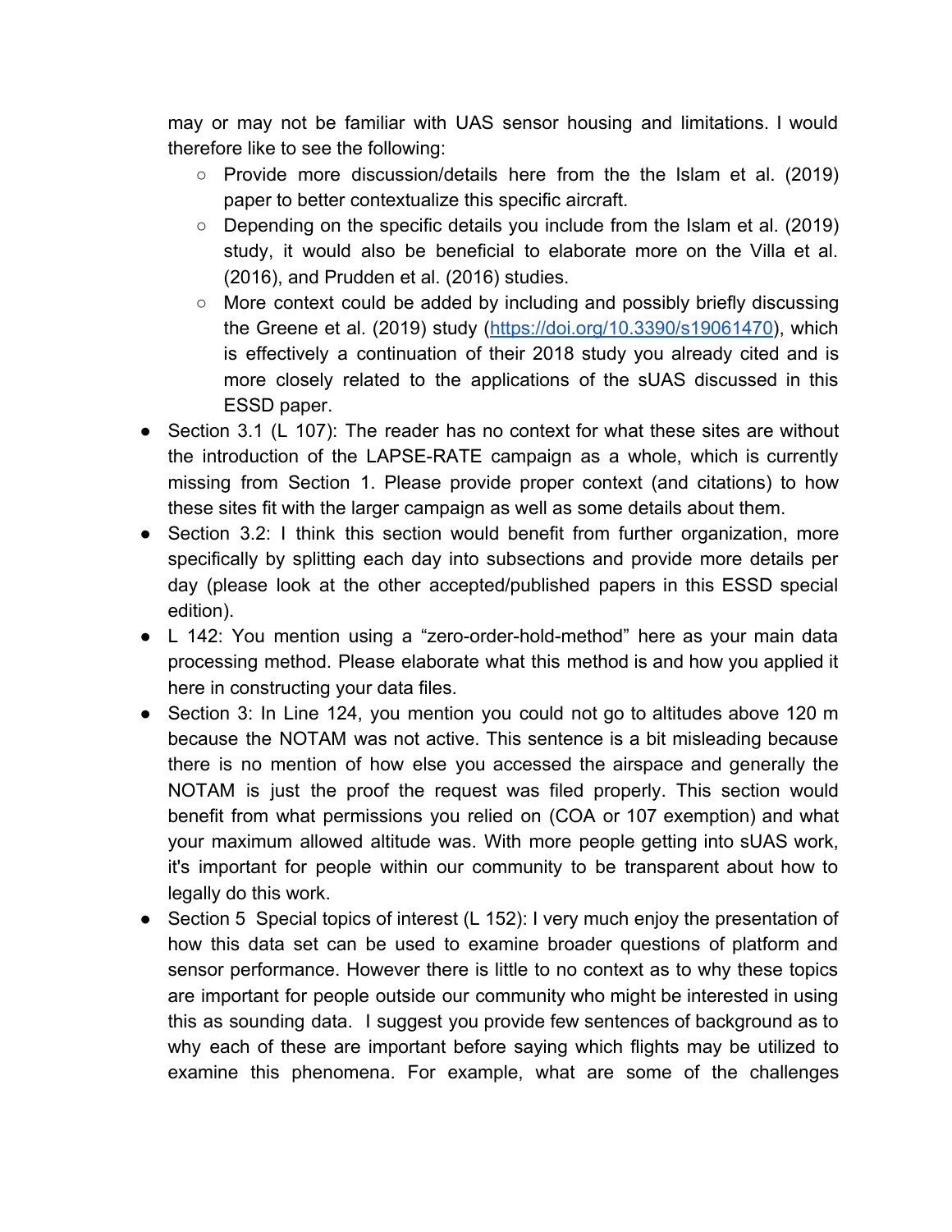may or may not be familiar with UAS sensor housing and limitations. I would therefore like to see the following:

  - Provide more discussion/details here from the the Islam et al. (2019) paper to better contextualize this specific aircraft.
  - Depending on the specific details you include from the Islam et al. (2019) study, it would also be beneficial to elaborate more on the Villa et al. (2016), and Prudden et al. (2016) studies.
  - More context could be added by including and possibly briefly discussing the Greene et al. (2019) study (https://doi.org/10.3390/s19061470), which is effectively a continuation of their 2018 study you already cited and is more closely related to the applications of the sUAS discussed in this ESSD paper.

- Section 3.1 (L 107): The reader has no context for what these sites are without the introduction of the LAPSE-RATE campaign as a whole, which is currently missing from Section 1. Please provide proper context (and citations) to how these sites fit with the larger campaign as well as some details about them.
- Section 3.2: I think this section would benefit from further organization, more specifically by splitting each day into subsections and provide more details per day (please look at the other accepted/published papers in this ESSD special edition).
- L 142: You mention using a “zero-order-hold-method” here as your main data processing method. Please elaborate what this method is and how you applied it here in constructing your data files.
- Section 3: In Line 124, you mention you could not go to altitudes above 120 m because the NOTAM was not active. This sentence is a bit misleading because there is no mention of how else you accessed the airspace and generally the NOTAM is just the proof the request was filed properly. This section would benefit from what permissions you relied on (COA or 107 exemption) and what your maximum allowed altitude was. With more people getting into sUAS work, it's important for people within our community to be transparent about how to legally do this work.
- Section 5 Special topics of interest (L 152): I very much enjoy the presentation of how this data set can be used to examine broader questions of platform and sensor performance. However there is little to no context as to why these topics are important for people outside our community who might be interested in using this as sounding data. I suggest you provide few sentences of background as to why each of these are important before saying which flights may be utilized to examine this phenomena. For example, what are some of the challenges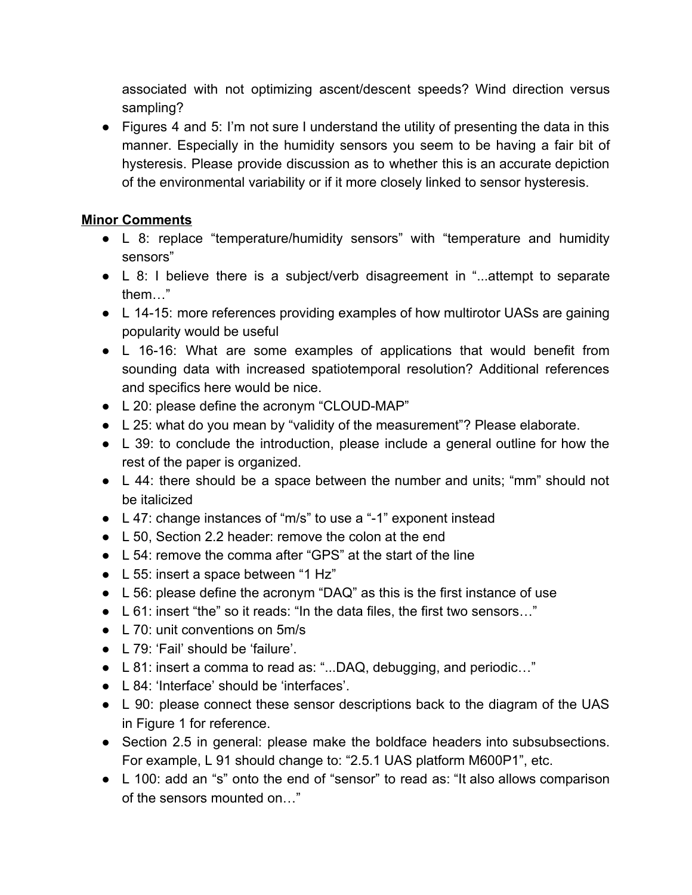associated with not optimizing ascent/descent speeds? Wind direction versus sampling?

- Figures 4 and 5: I'm not sure I understand the utility of presenting the data in this manner. Especially in the humidity sensors you seem to be having a fair bit of hysteresis. Please provide discussion as to whether this is an accurate depiction of the environmental variability or if it more closely linked to sensor hysteresis.

**Minor Comments**

- L 8: replace "temperature/humidity sensors" with "temperature and humidity sensors"
- L 8: I believe there is a subject/verb disagreement in "...attempt to separate them…"
- L 14-15: more references providing examples of how multirotor UASs are gaining popularity would be useful
- L 16-16: What are some examples of applications that would benefit from sounding data with increased spatiotemporal resolution? Additional references and specifics here would be nice.
- L 20: please define the acronym "CLOUD-MAP"
- L 25: what do you mean by "validity of the measurement"? Please elaborate.
- L 39: to conclude the introduction, please include a general outline for how the rest of the paper is organized.
- L 44: there should be a space between the number and units; "mm" should not be italicized
- L 47: change instances of "m/s" to use a "-1" exponent instead
- L 50, Section 2.2 header: remove the colon at the end
- L 54: remove the comma after "GPS" at the start of the line
- L 55: insert a space between "1 Hz"
- L 56: please define the acronym "DAQ" as this is the first instance of use
- L 61: insert "the" so it reads: "In the data files, the first two sensors…"
- L 70: unit conventions on 5m/s
- L 79: 'Fail' should be 'failure'.
- L 81: insert a comma to read as: "...DAQ, debugging, and periodic…"
- L 84: 'Interface' should be 'interfaces'.
- L 90: please connect these sensor descriptions back to the diagram of the UAS in Figure 1 for reference.
- Section 2.5 in general: please make the boldface headers into subsubsections. For example, L 91 should change to: "2.5.1 UAS platform M600P1", etc.
- L 100: add an "s" onto the end of "sensor" to read as: "It also allows comparison of the sensors mounted on…"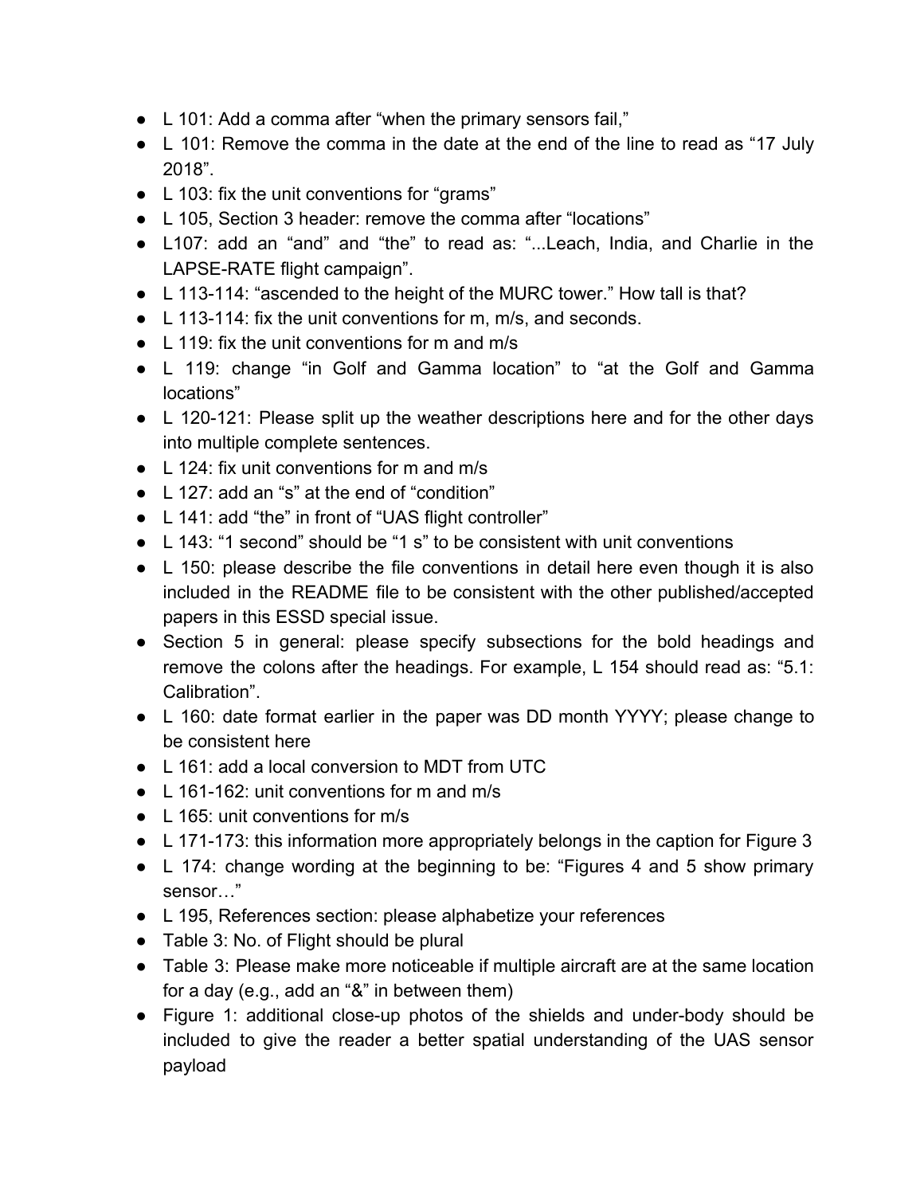- L 101: Add a comma after "when the primary sensors fail,"
- L 101: Remove the comma in the date at the end of the line to read as "17 July 2018".
- L 103: fix the unit conventions for "grams"
- L 105, Section 3 header: remove the comma after "locations"
- L107: add an "and" and "the" to read as: "...Leach, India, and Charlie in the LAPSE-RATE flight campaign".
- L 113-114: "ascended to the height of the MURC tower." How tall is that?
- L 113-114: fix the unit conventions for m, m/s, and seconds.
- L 119: fix the unit conventions for m and m/s
- L 119: change "in Golf and Gamma location" to "at the Golf and Gamma locations"
- L 120-121: Please split up the weather descriptions here and for the other days into multiple complete sentences.
- L 124: fix unit conventions for m and m/s
- L 127: add an "s" at the end of "condition"
- L 141: add "the" in front of "UAS flight controller"
- L 143: "1 second" should be "1 s" to be consistent with unit conventions
- L 150: please describe the file conventions in detail here even though it is also included in the README file to be consistent with the other published/accepted papers in this ESSD special issue.
- Section 5 in general: please specify subsections for the bold headings and remove the colons after the headings. For example, L 154 should read as: "5.1: Calibration".
- L 160: date format earlier in the paper was DD month YYYY; please change to be consistent here
- L 161: add a local conversion to MDT from UTC
- L 161-162: unit conventions for m and m/s
- L 165: unit conventions for m/s
- L 171-173: this information more appropriately belongs in the caption for Figure 3
- L 174: change wording at the beginning to be: "Figures 4 and 5 show primary sensor…"
- L 195, References section: please alphabetize your references
- Table 3: No. of Flight should be plural
- Table 3: Please make more noticeable if multiple aircraft are at the same location for a day (e.g., add an "&" in between them)
- Figure 1: additional close-up photos of the shields and under-body should be included to give the reader a better spatial understanding of the UAS sensor payload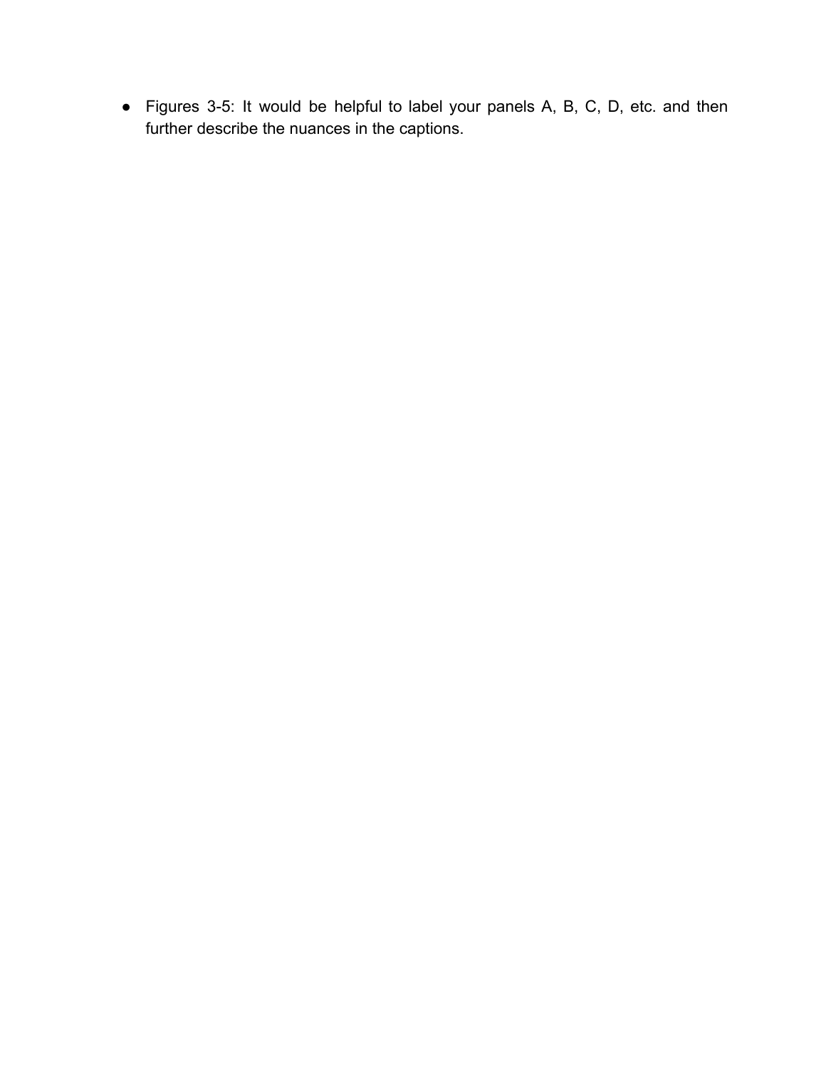- Figures 3-5: It would be helpful to label your panels A, B, C, D, etc. and then further describe the nuances in the captions.